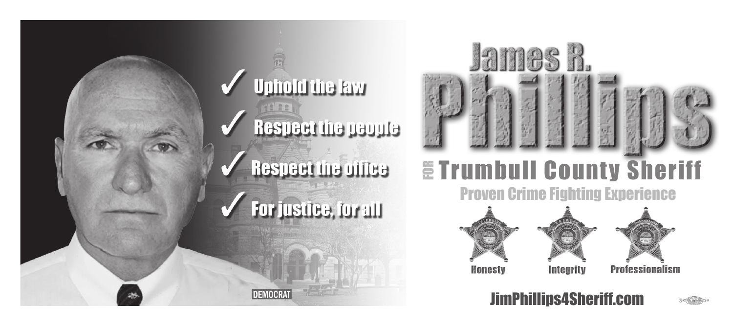- ✓ Uphold the law
- ✓ Respect the people
- ✓ Respect the office
- ✓ For justice, for all

DEMOCRAT

# James R. Phillips

## FOR Trumbull County Sheriff

### Proven Crime Fighting Experience

Honesty Integrity Professionalism

JimPhillips4Sheriff.com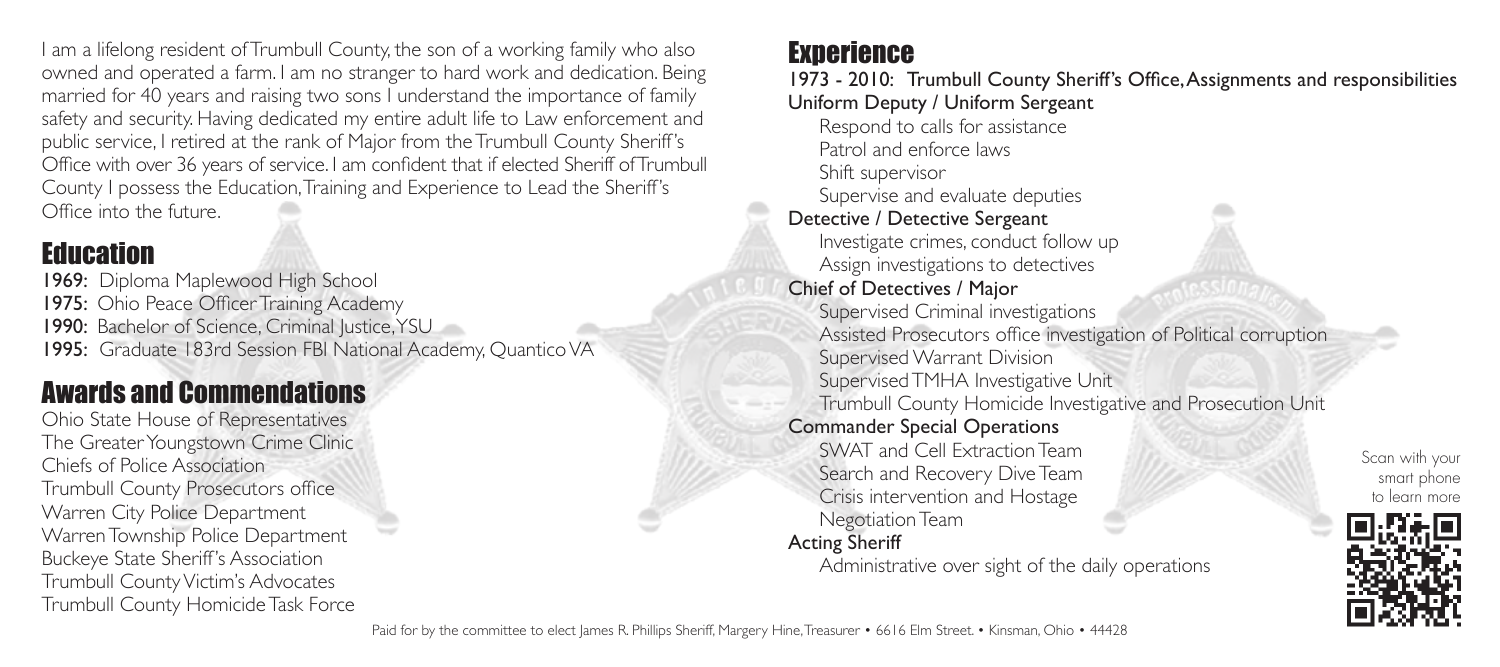I am a lifelong resident of Trumbull County, the son of a working family who also owned and operated a farm. I am no stranger to hard work and dedication. Being married for 40 years and raising two sons I understand the importance of family safety and security. Having dedicated my entire adult life to Law enforcement and public service, I retired at the rank of Major from the Trumbull County Sheriff's Office with over 36 years of service. I am confident that if elected Sheriff of Trumbull County I possess the Education, Training and Experience to Lead the Sheriff's Office into the future.

## Education

**1969:** Diploma Maplewood High School
**1975:** Ohio Peace Officer Training Academy
**1990:** Bachelor of Science, Criminal Justice, YSU
**1995:** Graduate 183rd Session FBI National Academy, Quantico VA

## Awards and Commendations

Ohio State House of Representatives
The Greater Youngstown Crime Clinic
Chiefs of Police Association
Trumbull County Prosecutors office
Warren City Police Department
Warren Township Police Department
Buckeye State Sheriff's Association
Trumbull County Victim's Advocates
Trumbull County Homicide Task Force

## Experience

1973 - 2010: Trumbull County Sheriff's Office, Assignments and responsibilities

Uniform Deputy / Uniform Sergeant
- Respond to calls for assistance
- Patrol and enforce laws
- Shift supervisor
- Supervise and evaluate deputies

Detective / Detective Sergeant
- Investigate crimes, conduct follow up
- Assign investigations to detectives

Chief of Detectives / Major
- Supervised Criminal investigations
- Assisted Prosecutors office investigation of Political corruption
- Supervised Warrant Division
- Supervised TMHA Investigative Unit
- Trumbull County Homicide Investigative and Prosecution Unit

Commander Special Operations
- SWAT and Cell Extraction Team
- Search and Recovery Dive Team
- Crisis intervention and Hostage Negotiation Team

Acting Sheriff
- Administrative over sight of the daily operations

Scan with your smart phone to learn more

Paid for by the committee to elect James R. Phillips Sheriff, Margery Hine, Treasurer • 6616 Elm Street. • Kinsman, Ohio • 44428